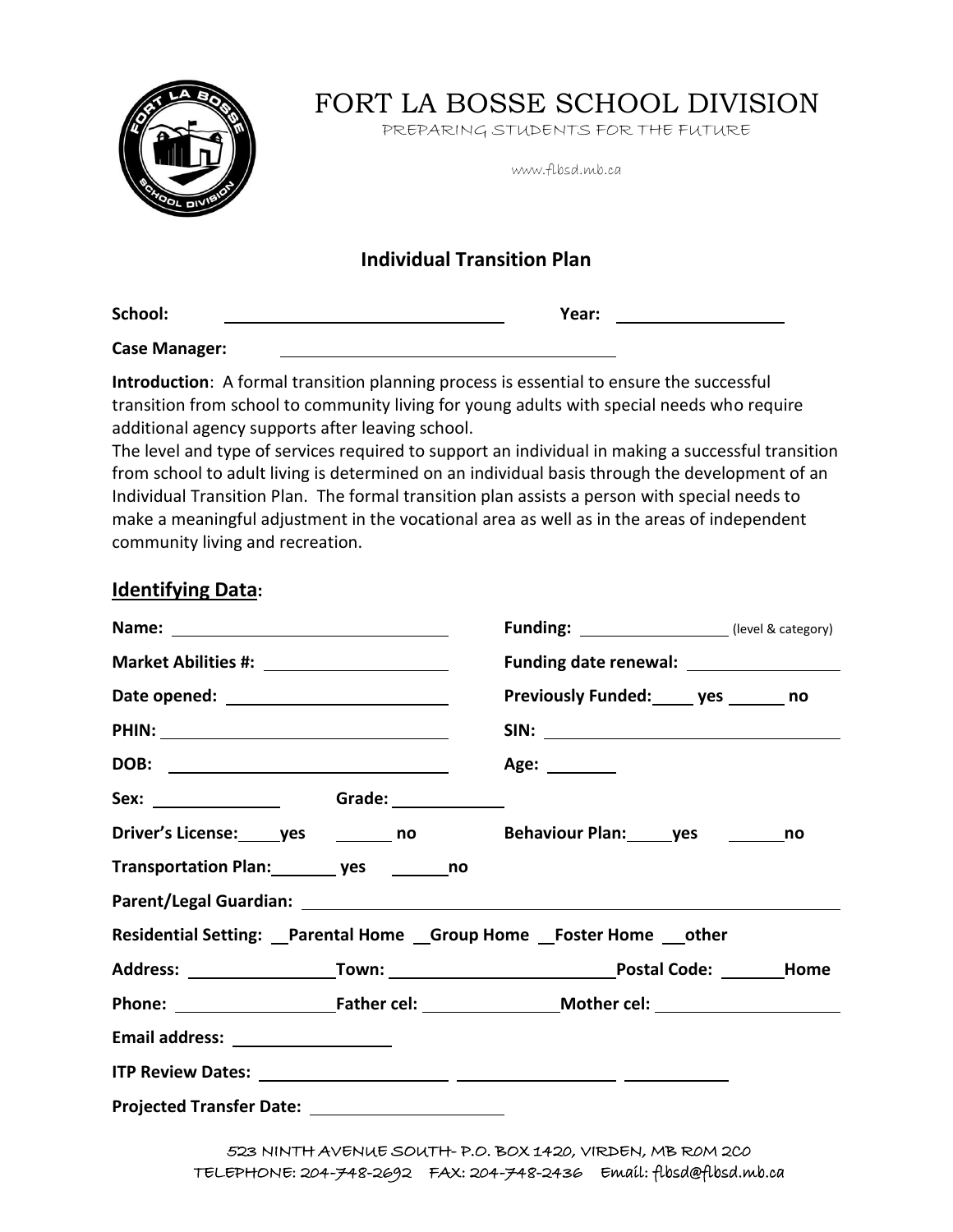# FORT LA BOSSE SCHOOL DIVISION

PREPARING STUDENTS FOR THE FUTURE

www.flbsd.mb.ca

## Individual Transition Plan

**School:** ______________________________ **Year:** ____________________

**Case Manager:** ________________________________________

**Introduction**: A formal transition planning process is essential to ensure the successful transition from school to community living for young adults with special needs who require additional agency supports after leaving school.

The level and type of services required to support an individual in making a successful transition from school to adult living is determined on an individual basis through the development of an Individual Transition Plan. The formal transition plan assists a person with special needs to make a meaningful adjustment in the vocational area as well as in the areas of independent community living and recreation.

### Identifying Data:

**Name:** ______________________________ **Funding:** ________________ (level & category)

**Market Abilities #:** ____________________ **Funding date renewal:** ________________

**Date opened:** ________________________ **Previously Funded:** _____ **yes** ______ **no**

**PHIN:** ______________________________ **SIN:** ________________________________

**DOB:** ______________________________ **Age:** ________

**Sex:** ______________ **Grade:** ____________

**Driver's License:** _____ **yes** _______ **no** **Behaviour Plan:** _____ **yes** _______ **no**

**Transportation Plan:** ________ **yes** _______ **no**

**Parent/Legal Guardian:** ____________________________________________________________

**Residential Setting:** __ **Parental Home** __ **Group Home** __ **Foster Home** ___ **other**

**Address:** ________________ **Town:** ________________________ **Postal Code:** _______ **Home**

**Phone:** __________________ **Father cel:** _______________ **Mother cel:** ____________________

**Email address:** _________________

**ITP Review Dates:** ______________________ ____________________ ____________

**Projected Transfer Date:** ____________________

523 NINTH AVENUE SOUTH- P.O. BOX 1420, VIRDEN, MB R0M 2C0
TELEPHONE: 204-748-2692 FAX: 204-748-2436 Email: flbsd@flbsd.mb.ca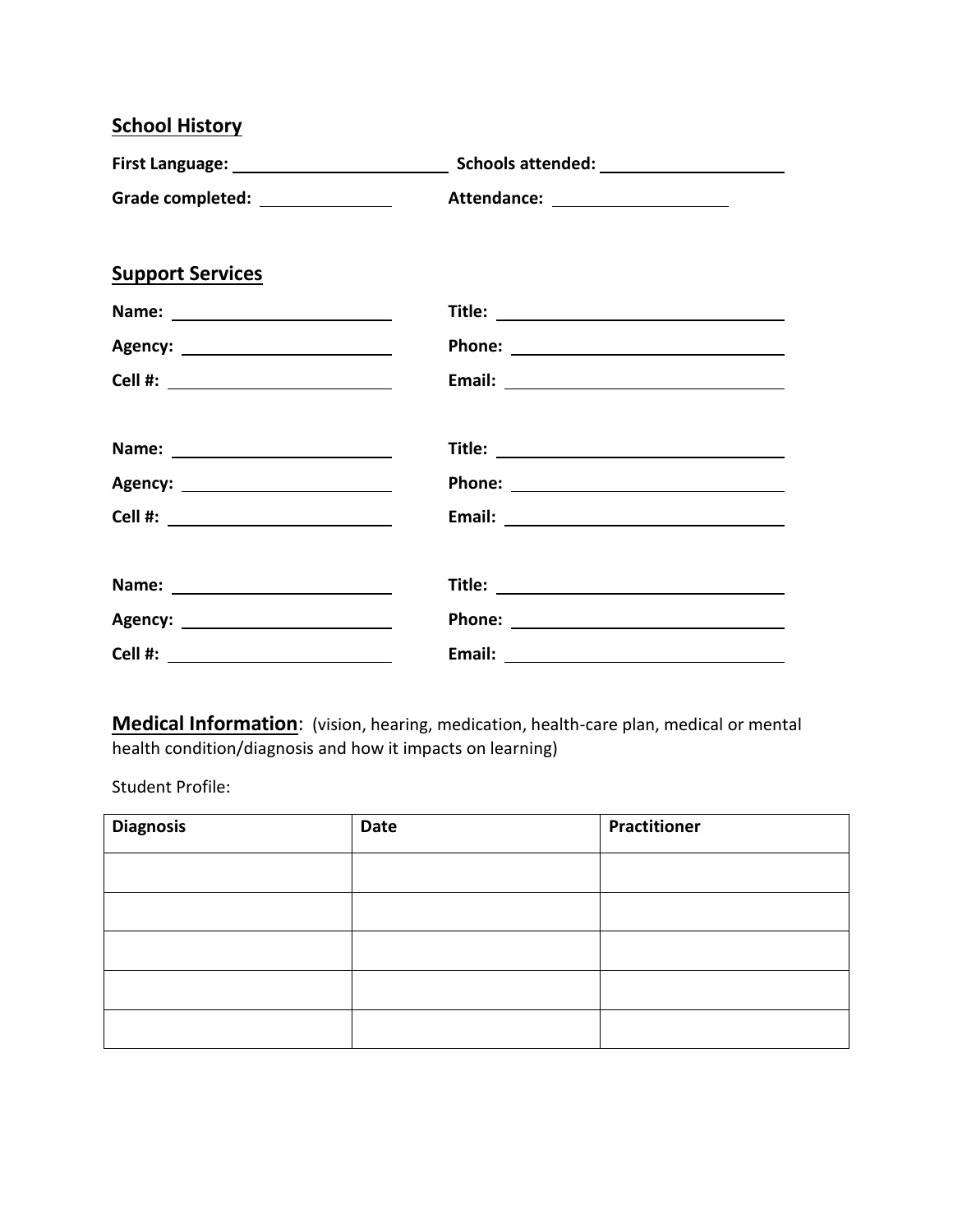## School History

**First Language:** ________________________ **Schools attended:** ____________________

**Grade completed:** _______________ **Attendance:** ____________________

## Support Services

**Name:** ________________________ **Title:** ________________________________

**Agency:** ______________________ **Phone:** ________________________________

**Cell #:** _______________________ **Email:** ________________________________

**Name:** ________________________ **Title:** ________________________________

**Agency:** ______________________ **Phone:** ________________________________

**Cell #:** _______________________ **Email:** ________________________________

**Name:** ________________________ **Title:** ________________________________

**Agency:** ______________________ **Phone:** ________________________________

**Cell #:** _______________________ **Email:** ________________________________

## Medical Information: 

(vision, hearing, medication, health-care plan, medical or mental health condition/diagnosis and how it impacts on learning)

Student Profile:

| **Diagnosis** | **Date** | **Practitioner** |
|---|---|---|
| | | |
| | | |
| | | |
| | | |
| | | |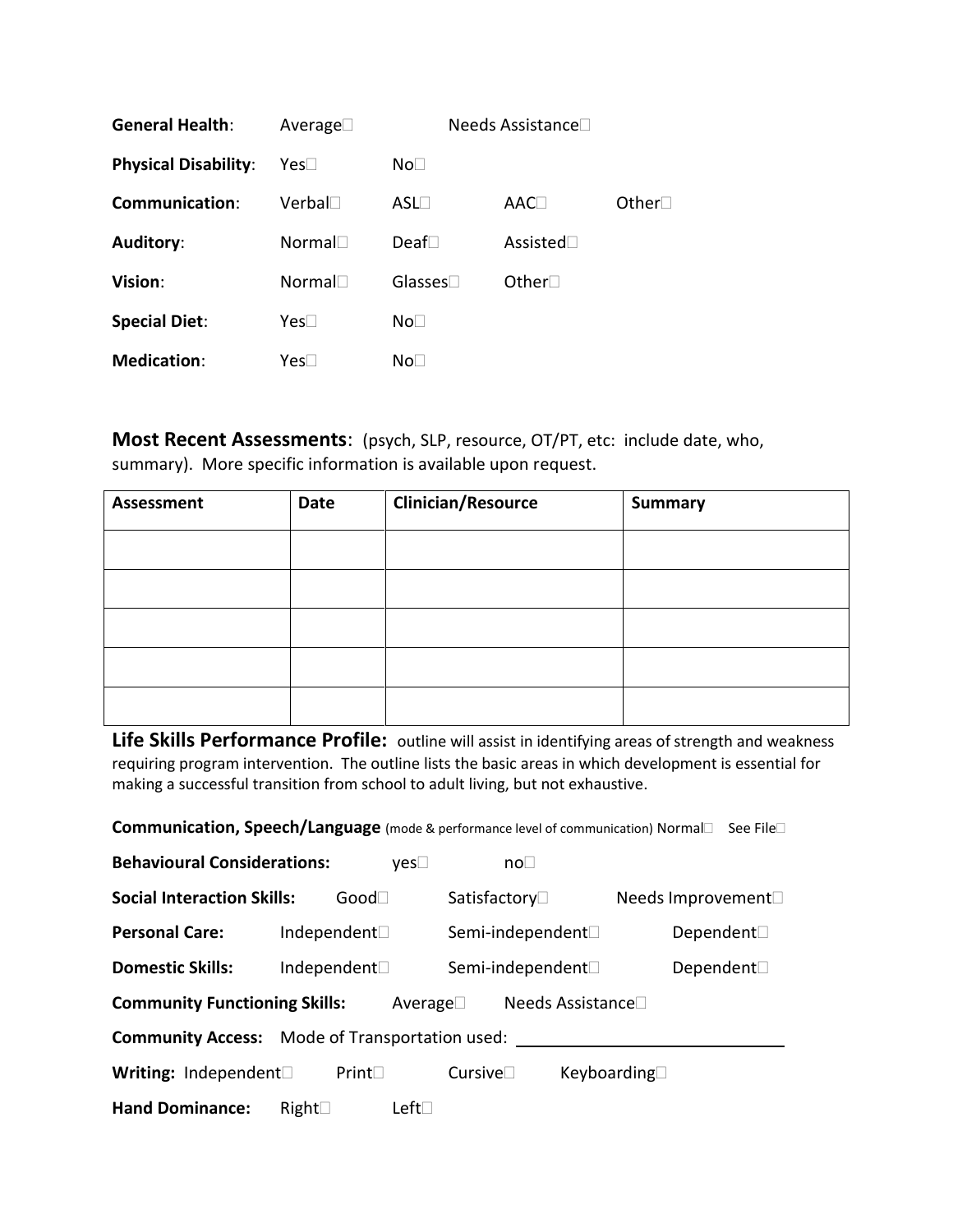**General Health**: Average☐ Needs Assistance☐

**Physical Disability**: Yes☐ No☐

**Communication**: Verbal☐ ASL☐ AAC☐ Other☐

**Auditory**: Normal☐ Deaf☐ Assisted☐

**Vision**: Normal☐ Glasses☐ Other☐

**Special Diet**: Yes☐ No☐

**Medication**: Yes☐ No☐

## Most Recent Assessments: (psych, SLP, resource, OT/PT, etc: include date, who, summary). More specific information is available upon request.

| Assessment | Date | Clinician/Resource | Summary |
|---|---|---|---|
| | | | |
| | | | |
| | | | |
| | | | |
| | | | |

## Life Skills Performance Profile: outline will assist in identifying areas of strength and weakness requiring program intervention. The outline lists the basic areas in which development is essential for making a successful transition from school to adult living, but not exhaustive.

**Communication, Speech/Language** (mode & performance level of communication) Normal☐ See File☐

**Behavioural Considerations:** yes☐ no☐

**Social Interaction Skills:** Good☐ Satisfactory☐ Needs Improvement☐

**Personal Care:** Independent☐ Semi-independent☐ Dependent☐

**Domestic Skills:** Independent☐ Semi-independent☐ Dependent☐

**Community Functioning Skills:** Average☐ Needs Assistance☐

**Community Access:** Mode of Transportation used: ______________________________

**Writing:** Independent☐ Print☐ Cursive☐ Keyboarding☐

**Hand Dominance:** Right☐ Left☐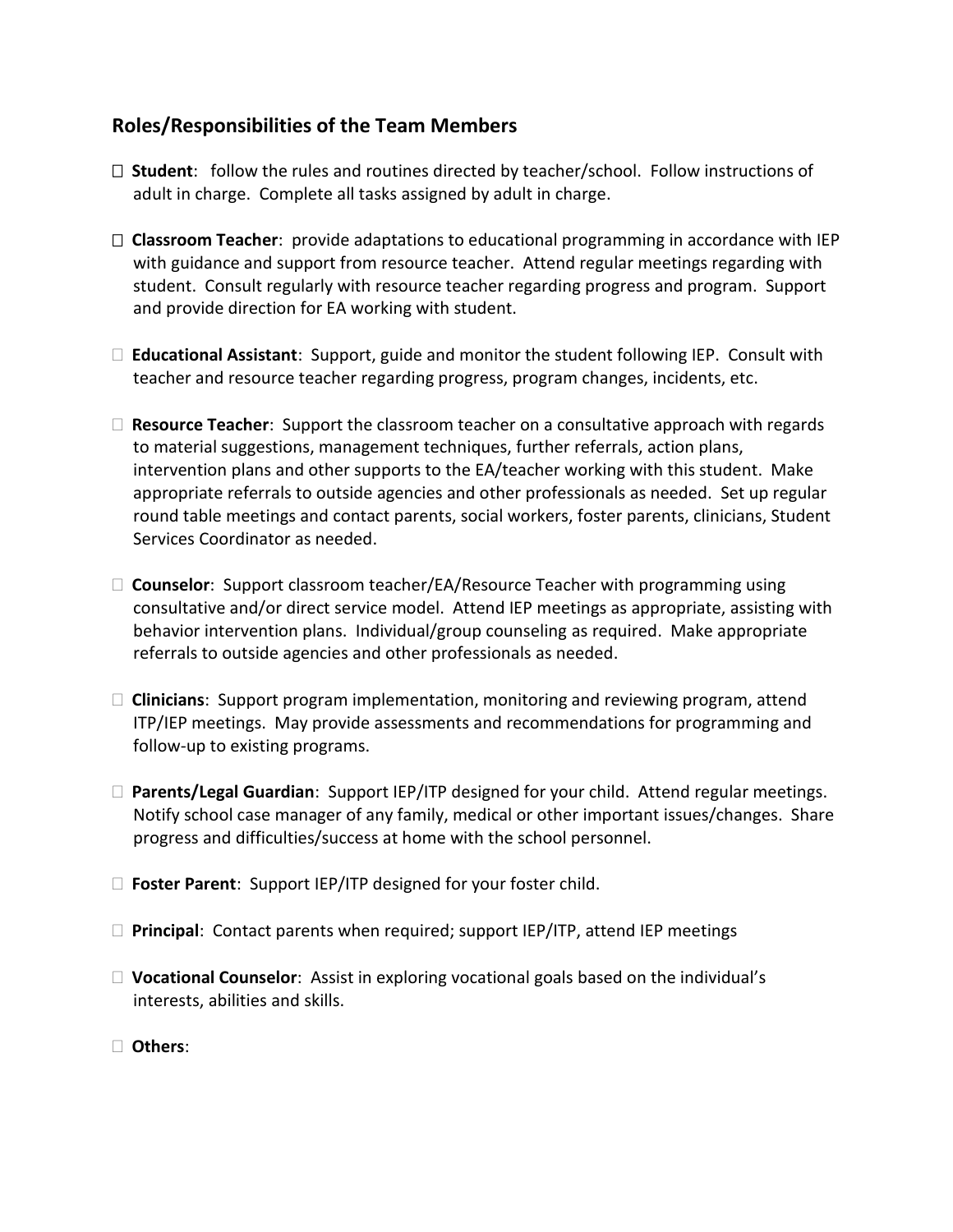## Roles/Responsibilities of the Team Members

- ☐ **Student**: follow the rules and routines directed by teacher/school. Follow instructions of adult in charge. Complete all tasks assigned by adult in charge.

- ☐ **Classroom Teacher**: provide adaptations to educational programming in accordance with IEP with guidance and support from resource teacher. Attend regular meetings regarding with student. Consult regularly with resource teacher regarding progress and program. Support and provide direction for EA working with student.

- ☐ **Educational Assistant**: Support, guide and monitor the student following IEP. Consult with teacher and resource teacher regarding progress, program changes, incidents, etc.

- ☐ **Resource Teacher**: Support the classroom teacher on a consultative approach with regards to material suggestions, management techniques, further referrals, action plans, intervention plans and other supports to the EA/teacher working with this student. Make appropriate referrals to outside agencies and other professionals as needed. Set up regular round table meetings and contact parents, social workers, foster parents, clinicians, Student Services Coordinator as needed.

- ☐ **Counselor**: Support classroom teacher/EA/Resource Teacher with programming using consultative and/or direct service model. Attend IEP meetings as appropriate, assisting with behavior intervention plans. Individual/group counseling as required. Make appropriate referrals to outside agencies and other professionals as needed.

- ☐ **Clinicians**: Support program implementation, monitoring and reviewing program, attend ITP/IEP meetings. May provide assessments and recommendations for programming and follow-up to existing programs.

- ☐ **Parents/Legal Guardian**: Support IEP/ITP designed for your child. Attend regular meetings. Notify school case manager of any family, medical or other important issues/changes. Share progress and difficulties/success at home with the school personnel.

- ☐ **Foster Parent**: Support IEP/ITP designed for your foster child.

- ☐ **Principal**: Contact parents when required; support IEP/ITP, attend IEP meetings

- ☐ **Vocational Counselor**: Assist in exploring vocational goals based on the individual's interests, abilities and skills.

- ☐ **Others**: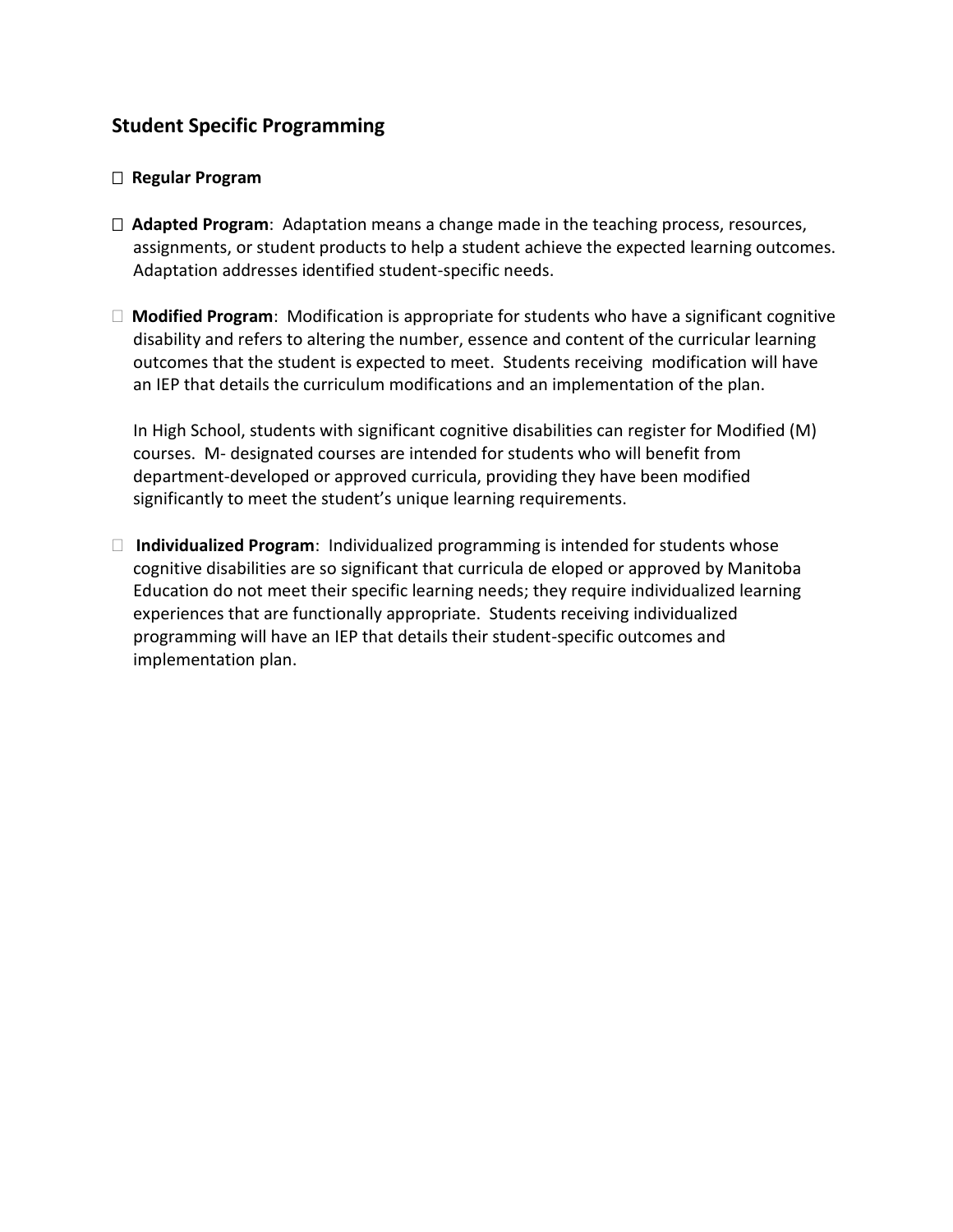## Student Specific Programming

☐ **Regular Program**

☐ **Adapted Program**: Adaptation means a change made in the teaching process, resources, assignments, or student products to help a student achieve the expected learning outcomes. Adaptation addresses identified student-specific needs.

☐ **Modified Program**: Modification is appropriate for students who have a significant cognitive disability and refers to altering the number, essence and content of the curricular learning outcomes that the student is expected to meet. Students receiving modification will have an IEP that details the curriculum modifications and an implementation of the plan.

In High School, students with significant cognitive disabilities can register for Modified (M) courses. M- designated courses are intended for students who will benefit from department-developed or approved curricula, providing they have been modified significantly to meet the student's unique learning requirements.

☐ **Individualized Program**: Individualized programming is intended for students whose cognitive disabilities are so significant that curricula de eloped or approved by Manitoba Education do not meet their specific learning needs; they require individualized learning experiences that are functionally appropriate. Students receiving individualized programming will have an IEP that details their student-specific outcomes and implementation plan.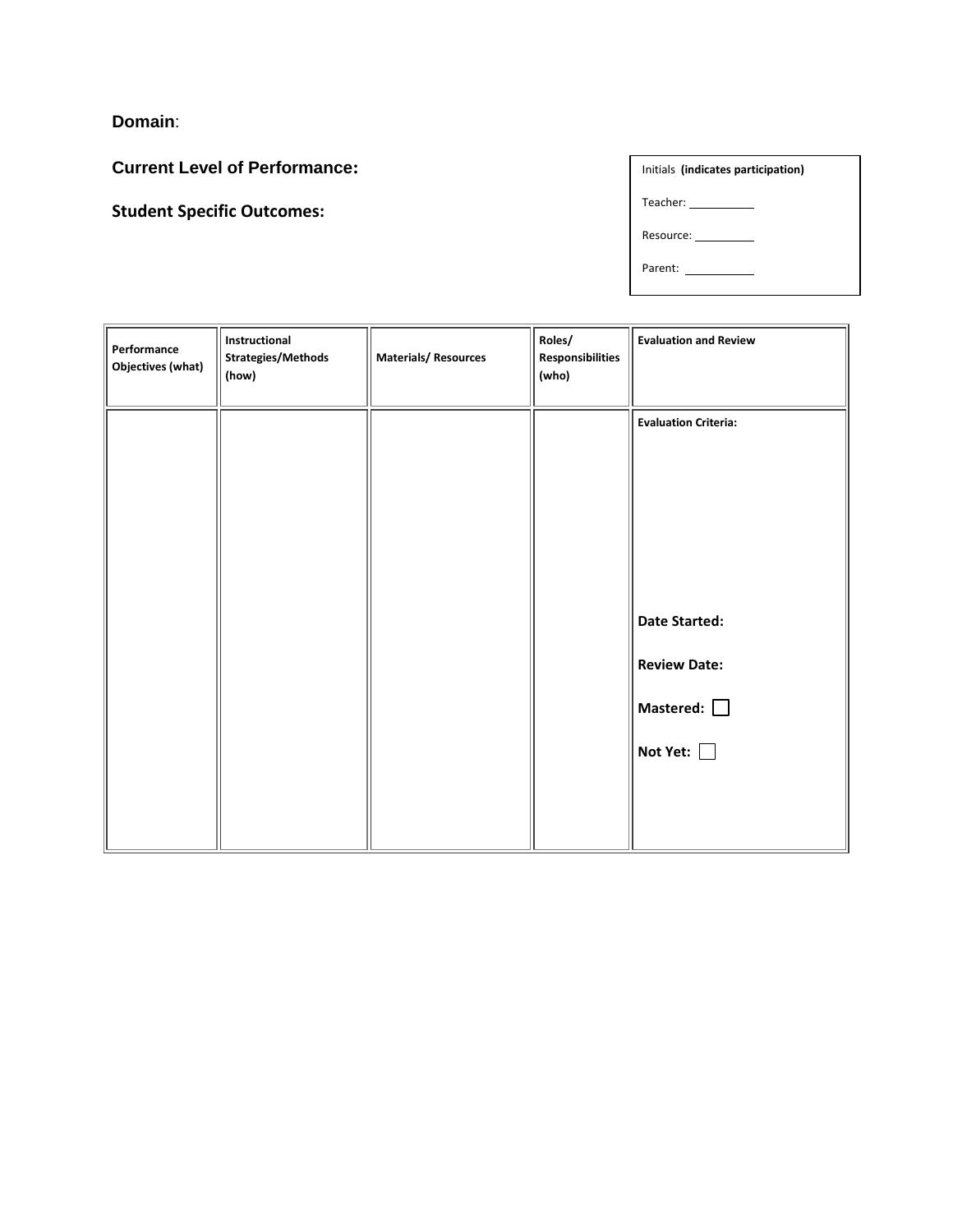**Domain**:

**Current Level of Performance:**

**Student Specific Outcomes:**

Initials **(indicates participation)**

Teacher: ___________

Resource: __________

Parent: ___________

| Performance Objectives (what) | Instructional Strategies/Methods (how) | Materials/ Resources | Roles/ Responsibilities (who) | Evaluation and Review |
|---|---|---|---|---|
| | | | | **Evaluation Criteria:**<br><br>**Date Started:**<br><br>**Review Date:**<br><br>**Mastered:** ☐<br><br>**Not Yet:** ☐ |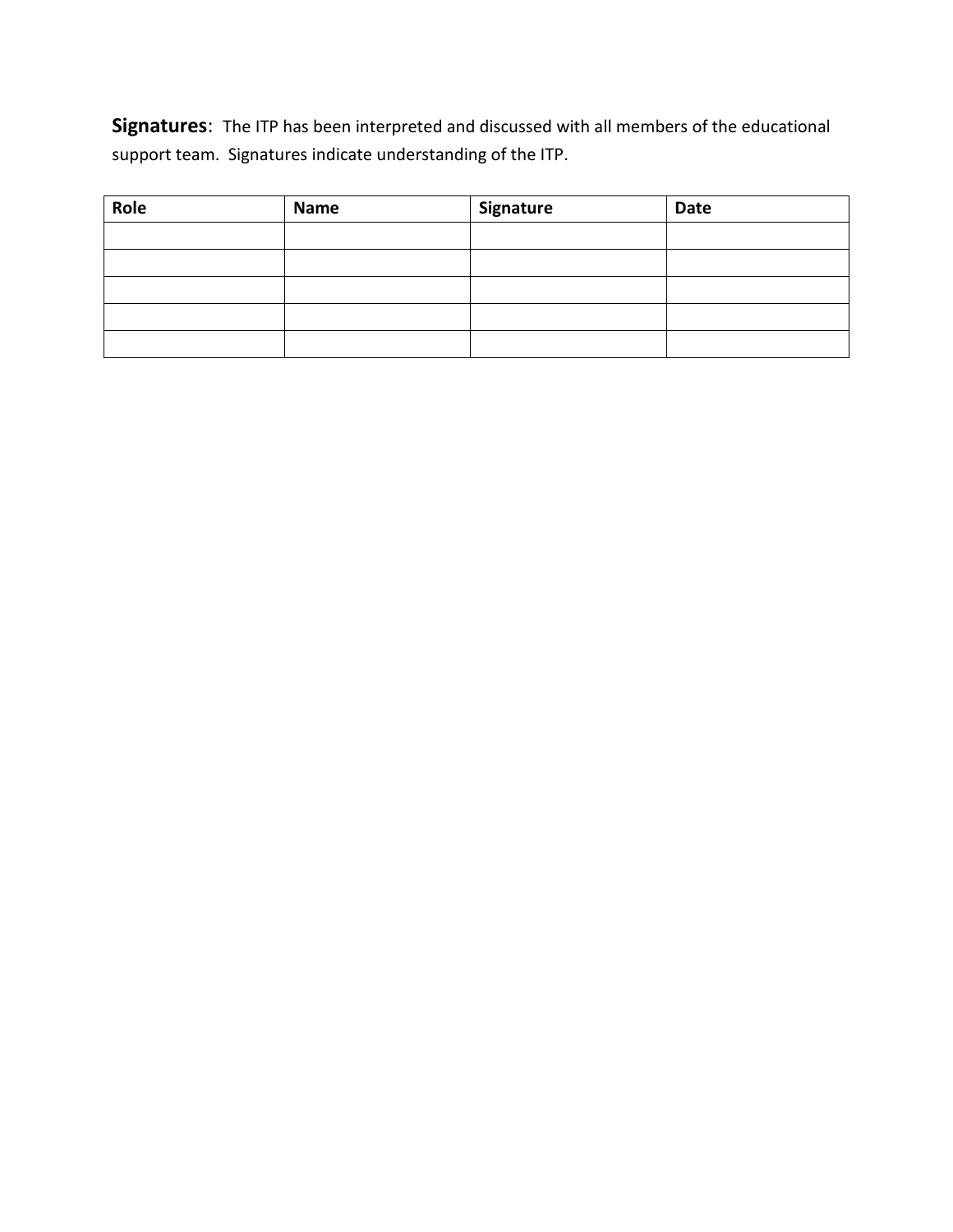**Signatures**: The ITP has been interpreted and discussed with all members of the educational support team. Signatures indicate understanding of the ITP.

| Role | Name | Signature | Date |
|---|---|---|---|
| | | | |
| | | | |
| | | | |
| | | | |
| | | | |